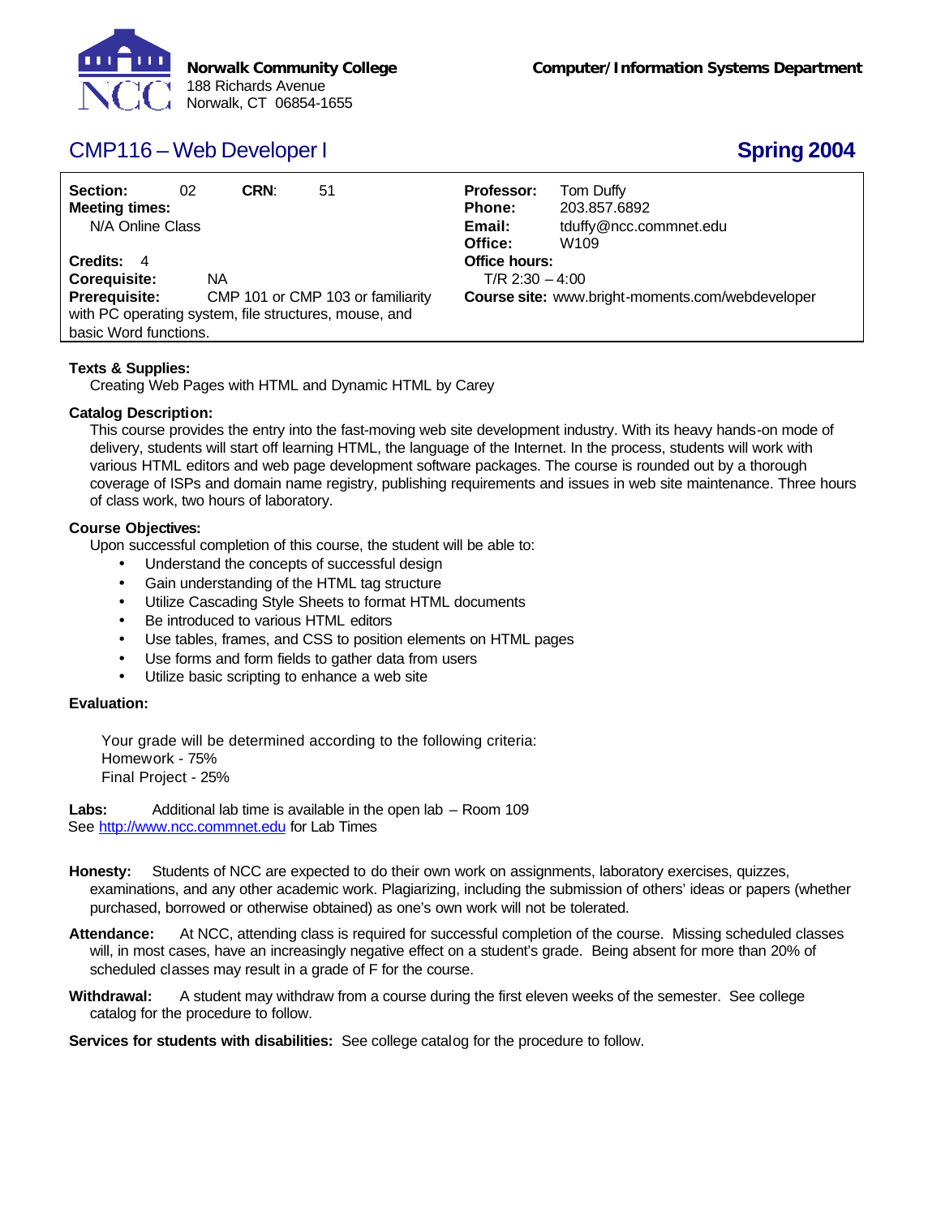**Norwalk Community College**
188 Richards Avenue
Norwalk, CT 06854-1655

**Computer/Information Systems Department**

# CMP116 – Web Developer I

## Spring 2004

**Section:** 02 **CRN**: 51
**Meeting times:**
N/A Online Class

**Credits:** 4
**Corequisite:** NA
**Prerequisite:** CMP 101 or CMP 103 or familiarity with PC operating system, file structures, mouse, and basic Word functions.

**Professor:** Tom Duffy
**Phone:** 203.857.6892
**Email:** tduffy@ncc.commnet.edu
**Office:** W109
**Office hours:**
T/R 2:30 – 4:00
**Course site:** www.bright-moments.com/webdeveloper

**Texts & Supplies:**
Creating Web Pages with HTML and Dynamic HTML by Carey

**Catalog Description:**
This course provides the entry into the fast-moving web site development industry. With its heavy hands-on mode of delivery, students will start off learning HTML, the language of the Internet. In the process, students will work with various HTML editors and web page development software packages. The course is rounded out by a thorough coverage of ISPs and domain name registry, publishing requirements and issues in web site maintenance. Three hours of class work, two hours of laboratory.

**Course Objectives:**
Upon successful completion of this course, the student will be able to:

- Understand the concepts of successful design
- Gain understanding of the HTML tag structure
- Utilize Cascading Style Sheets to format HTML documents
- Be introduced to various HTML editors
- Use tables, frames, and CSS to position elements on HTML pages
- Use forms and form fields to gather data from users
- Utilize basic scripting to enhance a web site

**Evaluation:**

Your grade will be determined according to the following criteria:
Homework - 75%
Final Project - 25%

**Labs:** Additional lab time is available in the open lab – Room 109
See http://www.ncc.commnet.edu for Lab Times

**Honesty:** Students of NCC are expected to do their own work on assignments, laboratory exercises, quizzes, examinations, and any other academic work. Plagiarizing, including the submission of others' ideas or papers (whether purchased, borrowed or otherwise obtained) as one's own work will not be tolerated.

**Attendance:** At NCC, attending class is required for successful completion of the course. Missing scheduled classes will, in most cases, have an increasingly negative effect on a student's grade. Being absent for more than 20% of scheduled classes may result in a grade of F for the course.

**Withdrawal:** A student may withdraw from a course during the first eleven weeks of the semester. See college catalog for the procedure to follow.

**Services for students with disabilities:** See college catalog for the procedure to follow.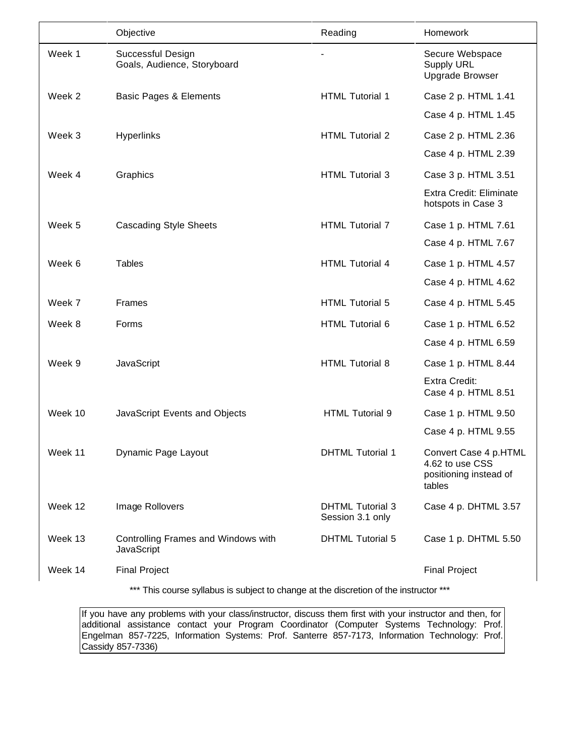| | Objective | Reading | Homework |
|---|---|---|---|
| Week 1 | Successful Design<br>Goals, Audience, Storyboard | - | Secure Webspace<br>Supply URL<br>Upgrade Browser |
| Week 2 | Basic Pages & Elements | HTML Tutorial 1 | Case 2 p. HTML 1.41 |
| | | | Case 4 p. HTML 1.45 |
| Week 3 | Hyperlinks | HTML Tutorial 2 | Case 2 p. HTML 2.36 |
| | | | Case 4 p. HTML 2.39 |
| Week 4 | Graphics | HTML Tutorial 3 | Case 3 p. HTML 3.51 |
| | | | Extra Credit: Eliminate hotspots in Case 3 |
| Week 5 | Cascading Style Sheets | HTML Tutorial 7 | Case 1 p. HTML 7.61 |
| | | | Case 4 p. HTML 7.67 |
| Week 6 | Tables | HTML Tutorial 4 | Case 1 p. HTML 4.57 |
| | | | Case 4 p. HTML 4.62 |
| Week 7 | Frames | HTML Tutorial 5 | Case 4 p. HTML 5.45 |
| Week 8 | Forms | HTML Tutorial 6 | Case 1 p. HTML 6.52 |
| | | | Case 4 p. HTML 6.59 |
| Week 9 | JavaScript | HTML Tutorial 8 | Case 1 p. HTML 8.44 |
| | | | Extra Credit:<br>Case 4 p. HTML 8.51 |
| Week 10 | JavaScript Events and Objects | HTML Tutorial 9 | Case 1 p. HTML 9.50 |
| | | | Case 4 p. HTML 9.55 |
| Week 11 | Dynamic Page Layout | DHTML Tutorial 1 | Convert Case 4 p.HTML 4.62 to use CSS positioning instead of tables |
| Week 12 | Image Rollovers | DHTML Tutorial 3 Session 3.1 only | Case 4 p. DHTML 3.57 |
| Week 13 | Controlling Frames and Windows with JavaScript | DHTML Tutorial 5 | Case 1 p. DHTML 5.50 |
| Week 14 | Final Project | | Final Project |

*** This course syllabus is subject to change at the discretion of the instructor ***

If you have any problems with your class/instructor, discuss them first with your instructor and then, for additional assistance contact your Program Coordinator (Computer Systems Technology: Prof. Engelman 857-7225, Information Systems: Prof. Santerre 857-7173, Information Technology: Prof. Cassidy 857-7336)